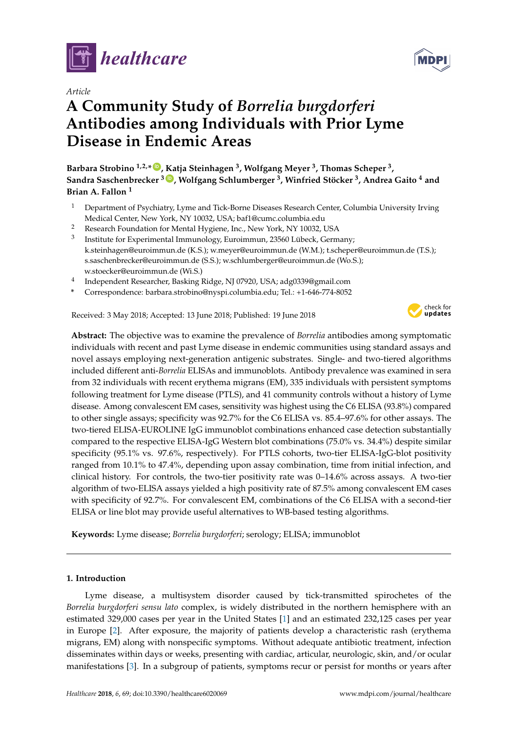Article

# A Community Study of *Borrelia burgdorferi* Antibodies among Individuals with Prior Lyme Disease in Endemic Areas

**Barbara Strobino [1,2,*], Katja Steinhagen [3], Wolfgang Meyer [3], Thomas Scheper [3], Sandra Saschenbrecker [3], Wolfgang Schlumberger [3], Winfried Stöcker [3], Andrea Gaito [4] and Brian A. Fallon [1]**

1. Department of Psychiatry, Lyme and Tick-Borne Diseases Research Center, Columbia University Irving Medical Center, New York, NY 10032, USA; baf1@cumc.columbia.edu
2. Research Foundation for Mental Hygiene, Inc., New York, NY 10032, USA
3. Institute for Experimental Immunology, Euroimmun, 23560 Lübeck, Germany; k.steinhagen@euroimmun.de (K.S.); w.meyer@euroimmun.de (W.M.); t.scheper@euroimmun.de (T.S.); s.saschenbrecker@euroimmun.de (S.S.); w.schlumberger@euroimmun.de (Wo.S.); w.stoecker@euroimmun.de (Wi.S.)
4. Independent Researcher, Basking Ridge, NJ 07920, USA; adg0339@gmail.com

\* Correspondence: barbara.strobino@nyspi.columbia.edu; Tel.: +1-646-774-8052

Received: 3 May 2018; Accepted: 13 June 2018; Published: 19 June 2018

**Abstract:** The objective was to examine the prevalence of *Borrelia* antibodies among symptomatic individuals with recent and past Lyme disease in endemic communities using standard assays and novel assays employing next-generation antigenic substrates. Single- and two-tiered algorithms included different anti-*Borrelia* ELISAs and immunoblots. Antibody prevalence was examined in sera from 32 individuals with recent erythema migrans (EM), 335 individuals with persistent symptoms following treatment for Lyme disease (PTLS), and 41 community controls without a history of Lyme disease. Among convalescent EM cases, sensitivity was highest using the C6 ELISA (93.8%) compared to other single assays; specificity was 92.7% for the C6 ELISA vs. 85.4–97.6% for other assays. The two-tiered ELISA-EUROLINE IgG immunoblot combinations enhanced case detection substantially compared to the respective ELISA-IgG Western blot combinations (75.0% vs. 34.4%) despite similar specificity (95.1% vs. 97.6%, respectively). For PTLS cohorts, two-tier ELISA-IgG-blot positivity ranged from 10.1% to 47.4%, depending upon assay combination, time from initial infection, and clinical history. For controls, the two-tier positivity rate was 0–14.6% across assays. A two-tier algorithm of two-ELISA assays yielded a high positivity rate of 87.5% among convalescent EM cases with specificity of 92.7%. For convalescent EM, combinations of the C6 ELISA with a second-tier ELISA or line blot may provide useful alternatives to WB-based testing algorithms.

**Keywords:** Lyme disease; *Borrelia burgdorferi*; serology; ELISA; immunoblot

## 1. Introduction

Lyme disease, a multisystem disorder caused by tick-transmitted spirochetes of the *Borrelia burgdorferi sensu lato* complex, is widely distributed in the northern hemisphere with an estimated 329,000 cases per year in the United States [1] and an estimated 232,125 cases per year in Europe [2]. After exposure, the majority of patients develop a characteristic rash (erythema migrans, EM) along with nonspecific symptoms. Without adequate antibiotic treatment, infection disseminates within days or weeks, presenting with cardiac, articular, neurologic, skin, and/or ocular manifestations [3]. In a subgroup of patients, symptoms recur or persist for months or years after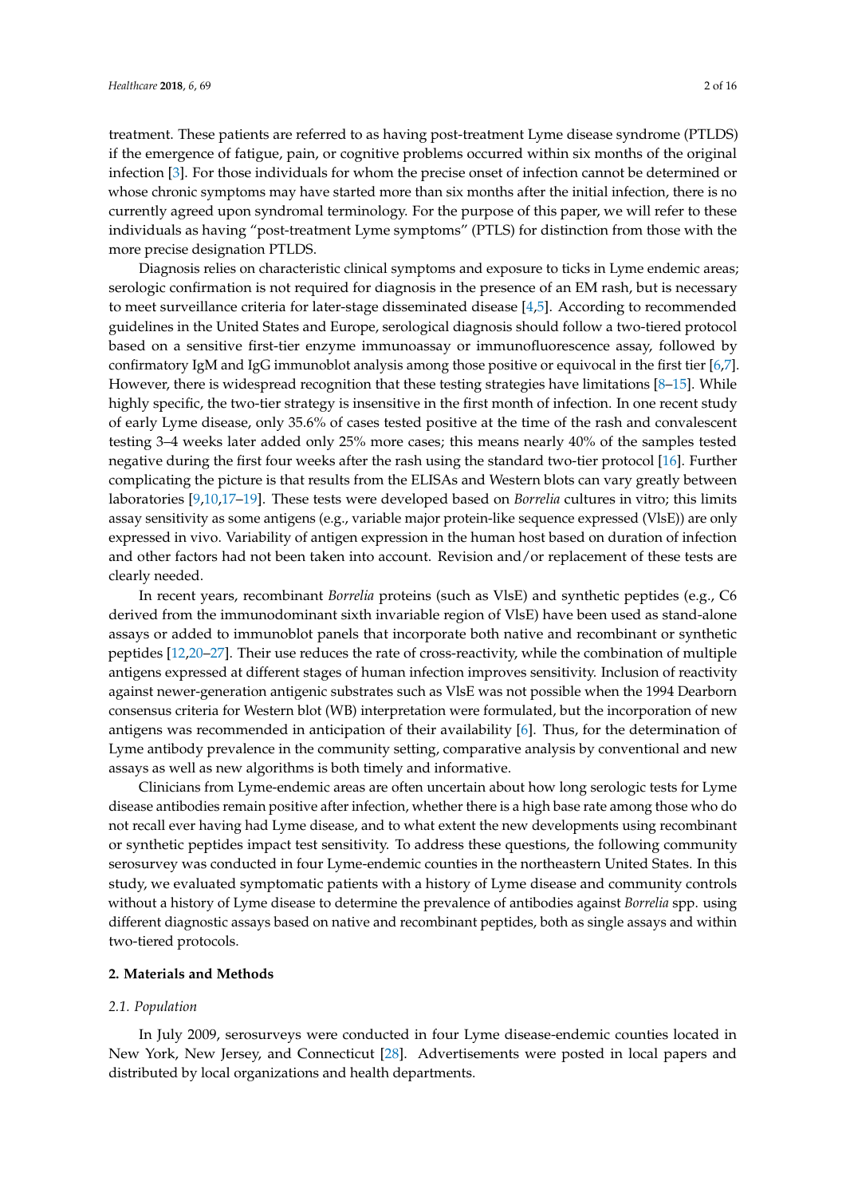treatment. These patients are referred to as having post-treatment Lyme disease syndrome (PTLDS) if the emergence of fatigue, pain, or cognitive problems occurred within six months of the original infection [3]. For those individuals for whom the precise onset of infection cannot be determined or whose chronic symptoms may have started more than six months after the initial infection, there is no currently agreed upon syndromal terminology. For the purpose of this paper, we will refer to these individuals as having "post-treatment Lyme symptoms" (PTLS) for distinction from those with the more precise designation PTLDS.

Diagnosis relies on characteristic clinical symptoms and exposure to ticks in Lyme endemic areas; serologic confirmation is not required for diagnosis in the presence of an EM rash, but is necessary to meet surveillance criteria for later-stage disseminated disease [4,5]. According to recommended guidelines in the United States and Europe, serological diagnosis should follow a two-tiered protocol based on a sensitive first-tier enzyme immunoassay or immunofluorescence assay, followed by confirmatory IgM and IgG immunoblot analysis among those positive or equivocal in the first tier [6,7]. However, there is widespread recognition that these testing strategies have limitations [8–15]. While highly specific, the two-tier strategy is insensitive in the first month of infection. In one recent study of early Lyme disease, only 35.6% of cases tested positive at the time of the rash and convalescent testing 3–4 weeks later added only 25% more cases; this means nearly 40% of the samples tested negative during the first four weeks after the rash using the standard two-tier protocol [16]. Further complicating the picture is that results from the ELISAs and Western blots can vary greatly between laboratories [9,10,17–19]. These tests were developed based on *Borrelia* cultures in vitro; this limits assay sensitivity as some antigens (e.g., variable major protein-like sequence expressed (VlsE)) are only expressed in vivo. Variability of antigen expression in the human host based on duration of infection and other factors had not been taken into account. Revision and/or replacement of these tests are clearly needed.

In recent years, recombinant *Borrelia* proteins (such as VlsE) and synthetic peptides (e.g., C6 derived from the immunodominant sixth invariable region of VlsE) have been used as stand-alone assays or added to immunoblot panels that incorporate both native and recombinant or synthetic peptides [12,20–27]. Their use reduces the rate of cross-reactivity, while the combination of multiple antigens expressed at different stages of human infection improves sensitivity. Inclusion of reactivity against newer-generation antigenic substrates such as VlsE was not possible when the 1994 Dearborn consensus criteria for Western blot (WB) interpretation were formulated, but the incorporation of new antigens was recommended in anticipation of their availability [6]. Thus, for the determination of Lyme antibody prevalence in the community setting, comparative analysis by conventional and new assays as well as new algorithms is both timely and informative.

Clinicians from Lyme-endemic areas are often uncertain about how long serologic tests for Lyme disease antibodies remain positive after infection, whether there is a high base rate among those who do not recall ever having had Lyme disease, and to what extent the new developments using recombinant or synthetic peptides impact test sensitivity. To address these questions, the following community serosurvey was conducted in four Lyme-endemic counties in the northeastern United States. In this study, we evaluated symptomatic patients with a history of Lyme disease and community controls without a history of Lyme disease to determine the prevalence of antibodies against *Borrelia* spp. using different diagnostic assays based on native and recombinant peptides, both as single assays and within two-tiered protocols.

## 2. Materials and Methods

### 2.1. Population

In July 2009, serosurveys were conducted in four Lyme disease-endemic counties located in New York, New Jersey, and Connecticut [28]. Advertisements were posted in local papers and distributed by local organizations and health departments.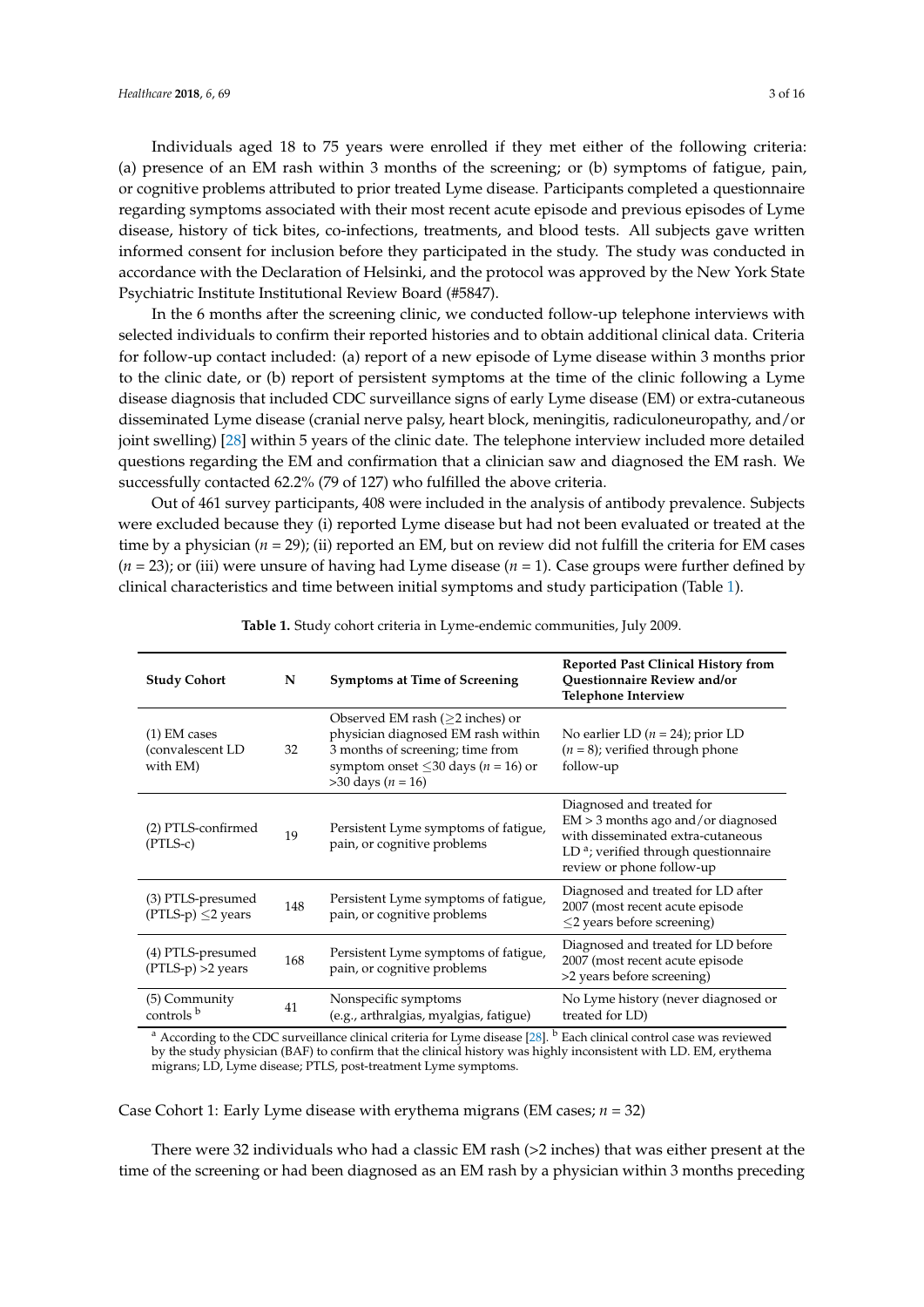Individuals aged 18 to 75 years were enrolled if they met either of the following criteria: (a) presence of an EM rash within 3 months of the screening; or (b) symptoms of fatigue, pain, or cognitive problems attributed to prior treated Lyme disease. Participants completed a questionnaire regarding symptoms associated with their most recent acute episode and previous episodes of Lyme disease, history of tick bites, co-infections, treatments, and blood tests. All subjects gave written informed consent for inclusion before they participated in the study. The study was conducted in accordance with the Declaration of Helsinki, and the protocol was approved by the New York State Psychiatric Institute Institutional Review Board (#5847).

In the 6 months after the screening clinic, we conducted follow-up telephone interviews with selected individuals to confirm their reported histories and to obtain additional clinical data. Criteria for follow-up contact included: (a) report of a new episode of Lyme disease within 3 months prior to the clinic date, or (b) report of persistent symptoms at the time of the clinic following a Lyme disease diagnosis that included CDC surveillance signs of early Lyme disease (EM) or extra-cutaneous disseminated Lyme disease (cranial nerve palsy, heart block, meningitis, radiculoneuropathy, and/or joint swelling) [28] within 5 years of the clinic date. The telephone interview included more detailed questions regarding the EM and confirmation that a clinician saw and diagnosed the EM rash. We successfully contacted 62.2% (79 of 127) who fulfilled the above criteria.

Out of 461 survey participants, 408 were included in the analysis of antibody prevalence. Subjects were excluded because they (i) reported Lyme disease but had not been evaluated or treated at the time by a physician ($n$ = 29); (ii) reported an EM, but on review did not fulfill the criteria for EM cases ($n$ = 23); or (iii) were unsure of having had Lyme disease ($n$ = 1). Case groups were further defined by clinical characteristics and time between initial symptoms and study participation (Table 1).

**Table 1.** Study cohort criteria in Lyme-endemic communities, July 2009.

| Study Cohort | N | Symptoms at Time of Screening | Reported Past Clinical History from Questionnaire Review and/or Telephone Interview |
|---|---|---|---|
| (1) EM cases (convalescent LD with EM) | 32 | Observed EM rash (≥2 inches) or physician diagnosed EM rash within 3 months of screening; time from symptom onset ≤30 days ($n$ = 16) or >30 days ($n$ = 16) | No earlier LD ($n$ = 24); prior LD ($n$ = 8); verified through phone follow-up |
| (2) PTLS-confirmed (PTLS-c) | 19 | Persistent Lyme symptoms of fatigue, pain, or cognitive problems | Diagnosed and treated for EM > 3 months ago and/or diagnosed with disseminated extra-cutaneous LD [a]; verified through questionnaire review or phone follow-up |
| (3) PTLS-presumed (PTLS-p) ≤2 years | 148 | Persistent Lyme symptoms of fatigue, pain, or cognitive problems | Diagnosed and treated for LD after 2007 (most recent acute episode ≤2 years before screening) |
| (4) PTLS-presumed (PTLS-p) >2 years | 168 | Persistent Lyme symptoms of fatigue, pain, or cognitive problems | Diagnosed and treated for LD before 2007 (most recent acute episode >2 years before screening) |
| (5) Community controls [b] | 41 | Nonspecific symptoms (e.g., arthralgias, myalgias, fatigue) | No Lyme history (never diagnosed or treated for LD) |

[a] According to the CDC surveillance clinical criteria for Lyme disease [28]. [b] Each clinical control case was reviewed by the study physician (BAF) to confirm that the clinical history was highly inconsistent with LD. EM, erythema migrans; LD, Lyme disease; PTLS, post-treatment Lyme symptoms.

Case Cohort 1: Early Lyme disease with erythema migrans (EM cases; $n$ = 32)

There were 32 individuals who had a classic EM rash (>2 inches) that was either present at the time of the screening or had been diagnosed as an EM rash by a physician within 3 months preceding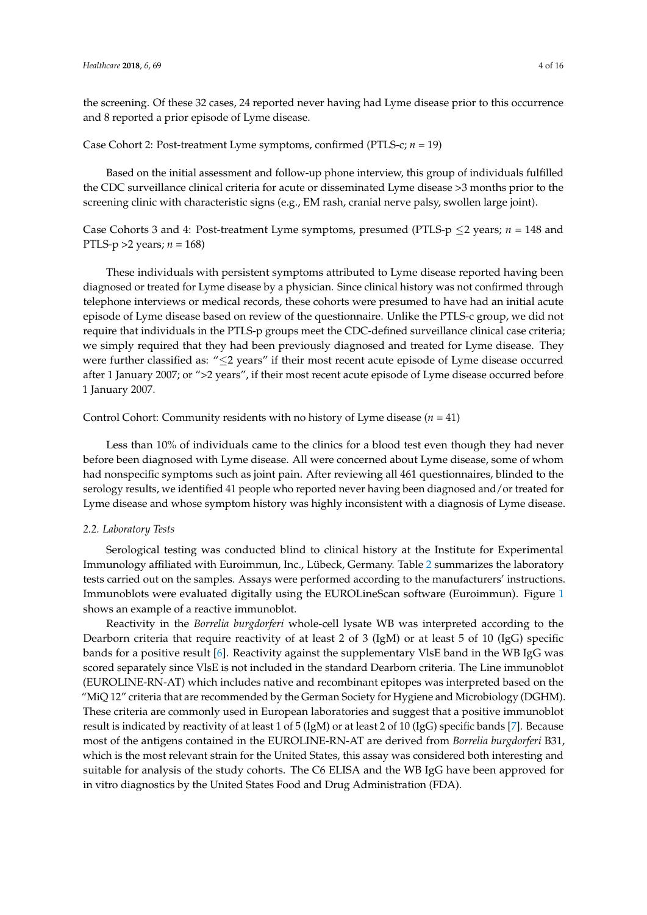the screening. Of these 32 cases, 24 reported never having had Lyme disease prior to this occurrence and 8 reported a prior episode of Lyme disease.

Case Cohort 2: Post-treatment Lyme symptoms, confirmed (PTLS-c; $n = 19$)

Based on the initial assessment and follow-up phone interview, this group of individuals fulfilled the CDC surveillance clinical criteria for acute or disseminated Lyme disease >3 months prior to the screening clinic with characteristic signs (e.g., EM rash, cranial nerve palsy, swollen large joint).

Case Cohorts 3 and 4: Post-treatment Lyme symptoms, presumed (PTLS-p ≤2 years; $n = 148$ and PTLS-p >2 years; $n = 168$)

These individuals with persistent symptoms attributed to Lyme disease reported having been diagnosed or treated for Lyme disease by a physician. Since clinical history was not confirmed through telephone interviews or medical records, these cohorts were presumed to have had an initial acute episode of Lyme disease based on review of the questionnaire. Unlike the PTLS-c group, we did not require that individuals in the PTLS-p groups meet the CDC-defined surveillance clinical case criteria; we simply required that they had been previously diagnosed and treated for Lyme disease. They were further classified as: "≤2 years" if their most recent acute episode of Lyme disease occurred after 1 January 2007; or ">2 years", if their most recent acute episode of Lyme disease occurred before 1 January 2007.

Control Cohort: Community residents with no history of Lyme disease ($n = 41$)

Less than 10% of individuals came to the clinics for a blood test even though they had never before been diagnosed with Lyme disease. All were concerned about Lyme disease, some of whom had nonspecific symptoms such as joint pain. After reviewing all 461 questionnaires, blinded to the serology results, we identified 41 people who reported never having been diagnosed and/or treated for Lyme disease and whose symptom history was highly inconsistent with a diagnosis of Lyme disease.

### *2.2. Laboratory Tests*

Serological testing was conducted blind to clinical history at the Institute for Experimental Immunology affiliated with Euroimmun, Inc., Lübeck, Germany. Table 2 summarizes the laboratory tests carried out on the samples. Assays were performed according to the manufacturers' instructions. Immunoblots were evaluated digitally using the EUROLineScan software (Euroimmun). Figure 1 shows an example of a reactive immunoblot.

Reactivity in the *Borrelia burgdorferi* whole-cell lysate WB was interpreted according to the Dearborn criteria that require reactivity of at least 2 of 3 (IgM) or at least 5 of 10 (IgG) specific bands for a positive result [6]. Reactivity against the supplementary VlsE band in the WB IgG was scored separately since VlsE is not included in the standard Dearborn criteria. The Line immunoblot (EUROLINE-RN-AT) which includes native and recombinant epitopes was interpreted based on the "MiQ 12" criteria that are recommended by the German Society for Hygiene and Microbiology (DGHM). These criteria are commonly used in European laboratories and suggest that a positive immunoblot result is indicated by reactivity of at least 1 of 5 (IgM) or at least 2 of 10 (IgG) specific bands [7]. Because most of the antigens contained in the EUROLINE-RN-AT are derived from *Borrelia burgdorferi* B31, which is the most relevant strain for the United States, this assay was considered both interesting and suitable for analysis of the study cohorts. The C6 ELISA and the WB IgG have been approved for in vitro diagnostics by the United States Food and Drug Administration (FDA).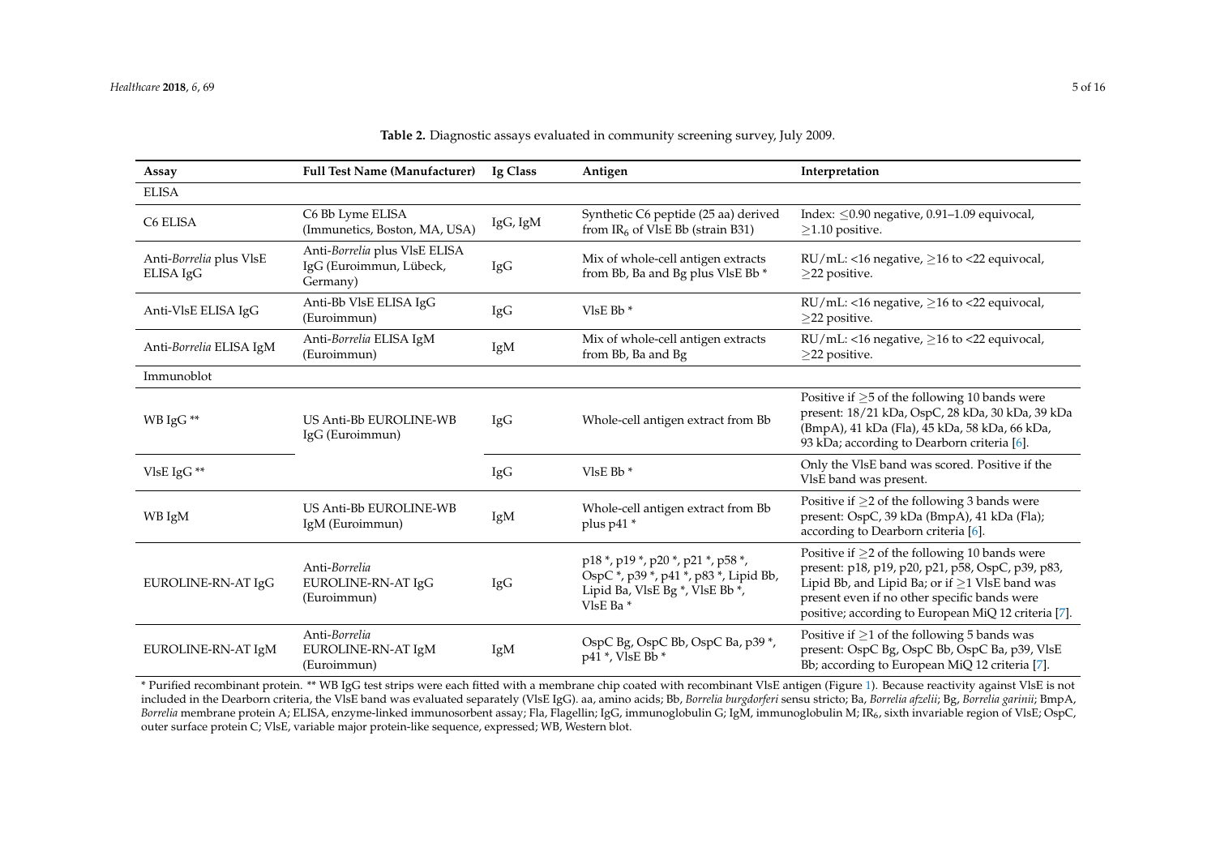**Table 2.** Diagnostic assays evaluated in community screening survey, July 2009.

| Assay | Full Test Name (Manufacturer) | Ig Class | Antigen | Interpretation |
|---|---|---|---|---|
| ELISA | | | | |
| C6 ELISA | C6 Bb Lyme ELISA (Immunetics, Boston, MA, USA) | IgG, IgM | Synthetic C6 peptide (25 aa) derived from $IR_6$ of VlsE Bb (strain B31) | Index: ≤0.90 negative, 0.91–1.09 equivocal, ≥1.10 positive. |
| Anti-*Borrelia* plus VlsE ELISA IgG | Anti-*Borrelia* plus VlsE ELISA IgG (Euroimmun, Lübeck, Germany) | IgG | Mix of whole-cell antigen extracts from Bb, Ba and Bg plus VlsE Bb * | RU/mL: <16 negative, ≥16 to <22 equivocal, ≥22 positive. |
| Anti-VlsE ELISA IgG | Anti-Bb VlsE ELISA IgG (Euroimmun) | IgG | VlsE Bb * | RU/mL: <16 negative, ≥16 to <22 equivocal, ≥22 positive. |
| Anti-*Borrelia* ELISA IgM | Anti-*Borrelia* ELISA IgM (Euroimmun) | IgM | Mix of whole-cell antigen extracts from Bb, Ba and Bg | RU/mL: <16 negative, ≥16 to <22 equivocal, ≥22 positive. |
| Immunoblot | | | | |
| WB IgG ** | US Anti-Bb EUROLINE-WB IgG (Euroimmun) | IgG | Whole-cell antigen extract from Bb | Positive if ≥5 of the following 10 bands were present: 18/21 kDa, OspC, 28 kDa, 30 kDa, 39 kDa (BmpA), 41 kDa (Fla), 45 kDa, 58 kDa, 66 kDa, 93 kDa; according to Dearborn criteria [6]. |
| VlsE IgG ** | | IgG | VlsE Bb * | Only the VlsE band was scored. Positive if the VlsE band was present. |
| WB IgM | US Anti-Bb EUROLINE-WB IgM (Euroimmun) | IgM | Whole-cell antigen extract from Bb plus p41 * | Positive if ≥2 of the following 3 bands were present: OspC, 39 kDa (BmpA), 41 kDa (Fla); according to Dearborn criteria [6]. |
| EUROLINE-RN-AT IgG | Anti-*Borrelia* EUROLINE-RN-AT IgG (Euroimmun) | IgG | p18 *, p19 *, p20 *, p21 *, p58 *, OspC *, p39 *, p41 *, p83 *, Lipid Bb, Lipid Ba, VlsE Bg *, VlsE Bb *, VlsE Ba * | Positive if ≥2 of the following 10 bands were present: p18, p19, p20, p21, p58, OspC, p39, p83, Lipid Bb, and Lipid Ba; or if ≥1 VlsE band was present even if no other specific bands were positive; according to European MiQ 12 criteria [7]. |
| EUROLINE-RN-AT IgM | Anti-*Borrelia* EUROLINE-RN-AT IgM (Euroimmun) | IgM | OspC Bg, OspC Bb, OspC Ba, p39 *, p41 *, VlsE Bb * | Positive if ≥1 of the following 5 bands was present: OspC Bg, OspC Bb, OspC Ba, p39, VlsE Bb; according to European MiQ 12 criteria [7]. |

* Purified recombinant protein. ** WB IgG test strips were each fitted with a membrane chip coated with recombinant VlsE antigen (Figure 1). Because reactivity against VlsE is not included in the Dearborn criteria, the VlsE band was evaluated separately (VlsE IgG). aa, amino acids; Bb, *Borrelia burgdorferi* sensu stricto; Ba, *Borrelia afzelii*; Bg, *Borrelia garinii*; BmpA, *Borrelia* membrane protein A; ELISA, enzyme-linked immunosorbent assay; Fla, Flagellin; IgG, immunoglobulin G; IgM, immunoglobulin M; $IR_6$, sixth invariable region of VlsE; OspC, outer surface protein C; VlsE, variable major protein-like sequence, expressed; WB, Western blot.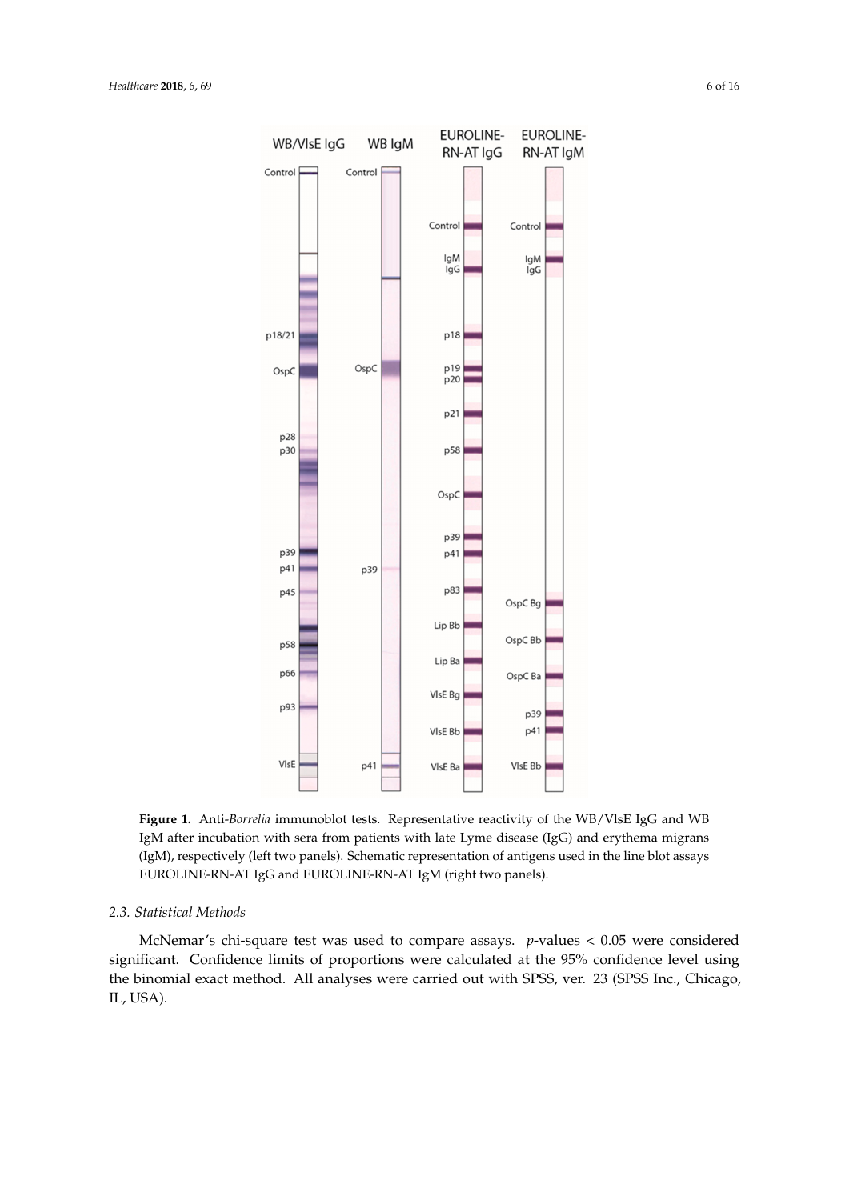**Figure 1.** Anti-*Borrelia* immunoblot tests. Representative reactivity of the WB/VlsE IgG and WB IgM after incubation with sera from patients with late Lyme disease (IgG) and erythema migrans (IgM), respectively (left two panels). Schematic representation of antigens used in the line blot assays EUROLINE-RN-AT IgG and EUROLINE-RN-AT IgM (right two panels).

### 2.3. Statistical Methods

McNemar's chi-square test was used to compare assays. $p$-values $< 0.05$ were considered significant. Confidence limits of proportions were calculated at the 95% confidence level using the binomial exact method. All analyses were carried out with SPSS, ver. 23 (SPSS Inc., Chicago, IL, USA).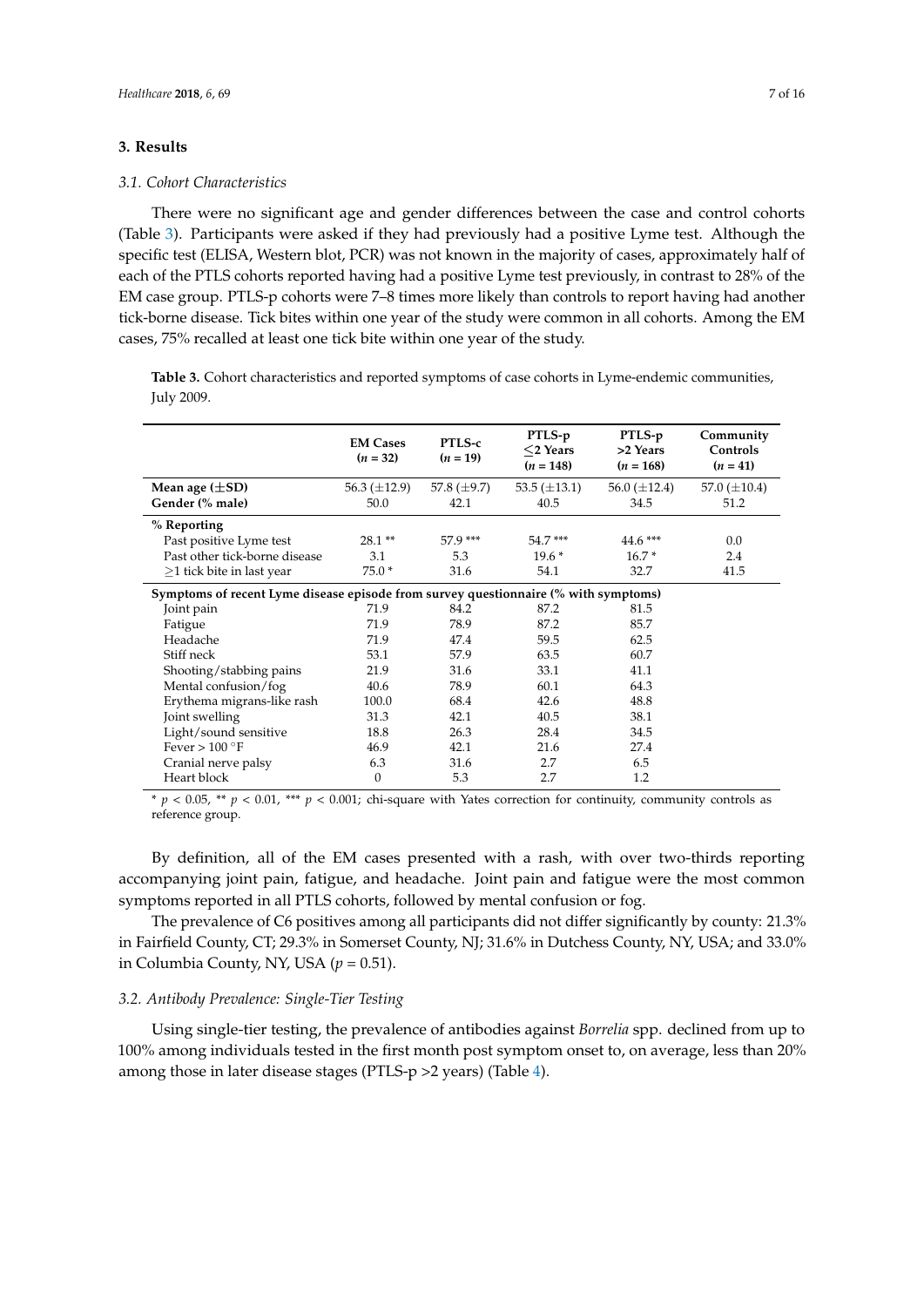## 3. Results

### 3.1. Cohort Characteristics

There were no significant age and gender differences between the case and control cohorts (Table 3). Participants were asked if they had previously had a positive Lyme test. Although the specific test (ELISA, Western blot, PCR) was not known in the majority of cases, approximately half of each of the PTLS cohorts reported having had a positive Lyme test previously, in contrast to 28% of the EM case group. PTLS-p cohorts were 7–8 times more likely than controls to report having had another tick-borne disease. Tick bites within one year of the study were common in all cohorts. Among the EM cases, 75% recalled at least one tick bite within one year of the study.

**Table 3.** Cohort characteristics and reported symptoms of case cohorts in Lyme-endemic communities, July 2009.

| | EM Cases ($n$ = 32) | PTLS-c ($n$ = 19) | PTLS-p ≤2 Years ($n$ = 148) | PTLS-p >2 Years ($n$ = 168) | Community Controls ($n$ = 41) |
|---|---|---|---|---|---|
| **Mean age (±SD)** | 56.3 (±12.9) | 57.8 (±9.7) | 53.5 (±13.1) | 56.0 (±12.4) | 57.0 (±10.4) |
| **Gender (% male)** | 50.0 | 42.1 | 40.5 | 34.5 | 51.2 |
| **% Reporting** | | | | | |
| Past positive Lyme test | 28.1 ** | 57.9 *** | 54.7 *** | 44.6 *** | 0.0 |
| Past other tick-borne disease | 3.1 | 5.3 | 19.6 * | 16.7 * | 2.4 |
| ≥1 tick bite in last year | 75.0 * | 31.6 | 54.1 | 32.7 | 41.5 |
| **Symptoms of recent Lyme disease episode from survey questionnaire (% with symptoms)** | | | | | |
| Joint pain | 71.9 | 84.2 | 87.2 | 81.5 | |
| Fatigue | 71.9 | 78.9 | 87.2 | 85.7 | |
| Headache | 71.9 | 47.4 | 59.5 | 62.5 | |
| Stiff neck | 53.1 | 57.9 | 63.5 | 60.7 | |
| Shooting/stabbing pains | 21.9 | 31.6 | 33.1 | 41.1 | |
| Mental confusion/fog | 40.6 | 78.9 | 60.1 | 64.3 | |
| Erythema migrans-like rash | 100.0 | 68.4 | 42.6 | 48.8 | |
| Joint swelling | 31.3 | 42.1 | 40.5 | 38.1 | |
| Light/sound sensitive | 18.8 | 26.3 | 28.4 | 34.5 | |
| Fever > 100 °F | 46.9 | 42.1 | 21.6 | 27.4 | |
| Cranial nerve palsy | 6.3 | 31.6 | 2.7 | 6.5 | |
| Heart block | 0 | 5.3 | 2.7 | 1.2 | |

* $p < 0.05$, ** $p < 0.01$, *** $p < 0.001$; chi-square with Yates correction for continuity, community controls as reference group.

By definition, all of the EM cases presented with a rash, with over two-thirds reporting accompanying joint pain, fatigue, and headache. Joint pain and fatigue were the most common symptoms reported in all PTLS cohorts, followed by mental confusion or fog.

The prevalence of C6 positives among all participants did not differ significantly by county: 21.3% in Fairfield County, CT; 29.3% in Somerset County, NJ; 31.6% in Dutchess County, NY, USA; and 33.0% in Columbia County, NY, USA ($p = 0.51$).

### 3.2. Antibody Prevalence: Single-Tier Testing

Using single-tier testing, the prevalence of antibodies against *Borrelia* spp. declined from up to 100% among individuals tested in the first month post symptom onset to, on average, less than 20% among those in later disease stages (PTLS-p >2 years) (Table 4).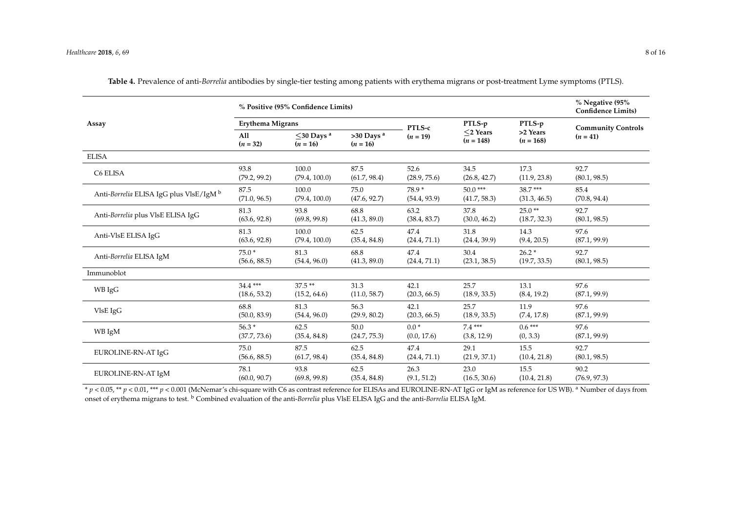**Table 4.** Prevalence of anti-*Borrelia* antibodies by single-tier testing among patients with erythema migrans or post-treatment Lyme symptoms (PTLS).

| Assay | % Positive (95% Confidence Limits) | | | | | | % Negative (95% Confidence Limits) |
|---|---|---|---|---|---|---|---|
| | Erythema Migrans | | | PTLS-c ($n$ = 19) | PTLS-p ≤2 Years ($n$ = 148) | PTLS-p >2 Years ($n$ = 168) | Community Controls ($n$ = 41) |
| | All ($n$ = 32) | ≤30 Days [a] ($n$ = 16) | >30 Days [a] ($n$ = 16) | | | | |
| **ELISA** | | | | | | | |
| C6 ELISA | 93.8 (79.2, 99.2) | 100.0 (79.4, 100.0) | 87.5 (61.7, 98.4) | 52.6 (28.9, 75.6) | 34.5 (26.8, 42.7) | 17.3 (11.9, 23.8) | 92.7 (80.1, 98.5) |
| Anti-*Borrelia* ELISA IgG plus VlsE/IgM [b] | 87.5 (71.0, 96.5) | 100.0 (79.4, 100.0) | 75.0 (47.6, 92.7) | 78.9 * (54.4, 93.9) | 50.0 *** (41.7, 58.3) | 38.7 *** (31.3, 46.5) | 85.4 (70.8, 94.4) |
| Anti-*Borrelia* plus VlsE ELISA IgG | 81.3 (63.6, 92.8) | 93.8 (69.8, 99.8) | 68.8 (41.3, 89.0) | 63.2 (38.4, 83.7) | 37.8 (30.0, 46.2) | 25.0 ** (18.7, 32.3) | 92.7 (80.1, 98.5) |
| Anti-VlsE ELISA IgG | 81.3 (63.6, 92.8) | 100.0 (79.4, 100.0) | 62.5 (35.4, 84.8) | 47.4 (24.4, 71.1) | 31.8 (24.4, 39.9) | 14.3 (9.4, 20.5) | 97.6 (87.1, 99.9) |
| Anti-*Borrelia* ELISA IgM | 75.0 * (56.6, 88.5) | 81.3 (54.4, 96.0) | 68.8 (41.3, 89.0) | 47.4 (24.4, 71.1) | 30.4 (23.1, 38.5) | 26.2 * (19.7, 33.5) | 92.7 (80.1, 98.5) |
| **Immunoblot** | | | | | | | |
| WB IgG | 34.4 *** (18.6, 53.2) | 37.5 ** (15.2, 64.6) | 31.3 (11.0, 58.7) | 42.1 (20.3, 66.5) | 25.7 (18.9, 33.5) | 13.1 (8.4, 19.2) | 97.6 (87.1, 99.9) |
| VlsE IgG | 68.8 (50.0, 83.9) | 81.3 (54.4, 96.0) | 56.3 (29.9, 80.2) | 42.1 (20.3, 66.5) | 25.7 (18.9, 33.5) | 11.9 (7.4, 17.8) | 97.6 (87.1, 99.9) |
| WB IgM | 56.3 * (37.7, 73.6) | 62.5 (35.4, 84.8) | 50.0 (24.7, 75.3) | 0.0 * (0.0, 17.6) | 7.4 *** (3.8, 12.9) | 0.6 *** (0, 3.3) | 97.6 (87.1, 99.9) |
| EUROLINE-RN-AT IgG | 75.0 (56.6, 88.5) | 87.5 (61.7, 98.4) | 62.5 (35.4, 84.8) | 47.4 (24.4, 71.1) | 29.1 (21.9, 37.1) | 15.5 (10.4, 21.8) | 92.7 (80.1, 98.5) |
| EUROLINE-RN-AT IgM | 78.1 (60.0, 90.7) | 93.8 (69.8, 99.8) | 62.5 (35.4, 84.8) | 26.3 (9.1, 51.2) | 23.0 (16.5, 30.6) | 15.5 (10.4, 21.8) | 90.2 (76.9, 97.3) |

* $p < 0.05$, ** $p < 0.01$, *** $p < 0.001$ (McNemar's chi-square with C6 as contrast reference for ELISAs and EUROLINE-RN-AT IgG or IgM as reference for US WB). [a] Number of days from onset of erythema migrans to test. [b] Combined evaluation of the anti-*Borrelia* plus VlsE ELISA IgG and the anti-*Borrelia* ELISA IgM.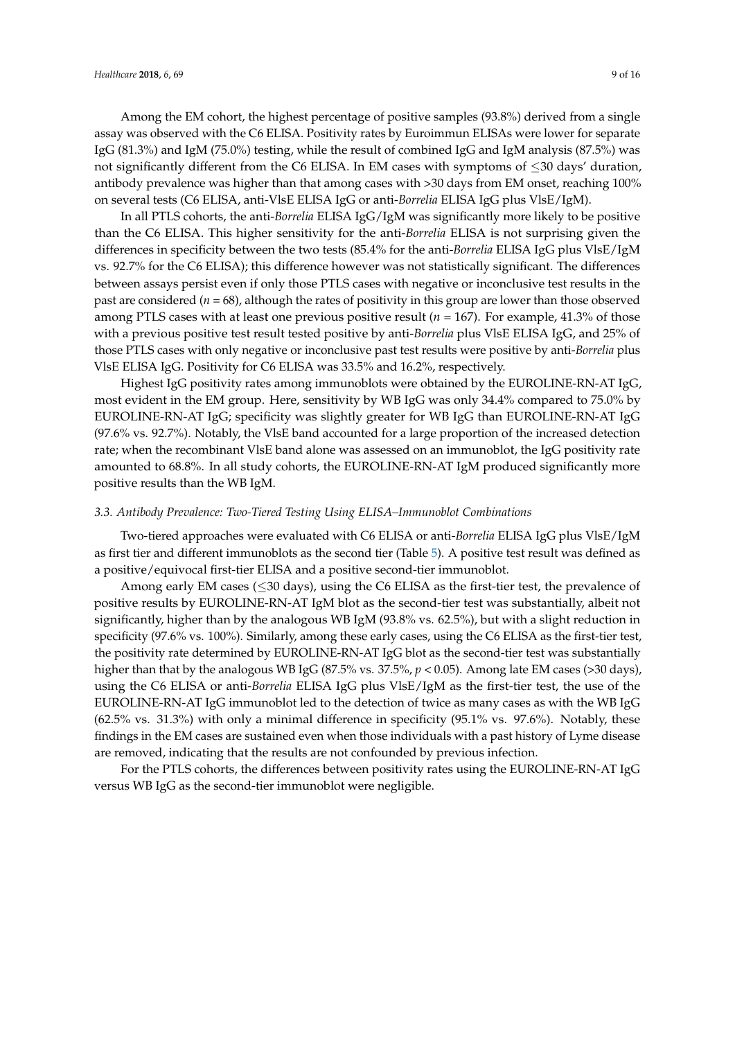Among the EM cohort, the highest percentage of positive samples (93.8%) derived from a single assay was observed with the C6 ELISA. Positivity rates by Euroimmun ELISAs were lower for separate IgG (81.3%) and IgM (75.0%) testing, while the result of combined IgG and IgM analysis (87.5%) was not significantly different from the C6 ELISA. In EM cases with symptoms of $\leq$30 days' duration, antibody prevalence was higher than that among cases with >30 days from EM onset, reaching 100% on several tests (C6 ELISA, anti-VlsE ELISA IgG or anti-*Borrelia* ELISA IgG plus VlsE/IgM).

In all PTLS cohorts, the anti-*Borrelia* ELISA IgG/IgM was significantly more likely to be positive than the C6 ELISA. This higher sensitivity for the anti-*Borrelia* ELISA is not surprising given the differences in specificity between the two tests (85.4% for the anti-*Borrelia* ELISA IgG plus VlsE/IgM vs. 92.7% for the C6 ELISA); this difference however was not statistically significant. The differences between assays persist even if only those PTLS cases with negative or inconclusive test results in the past are considered ($n$ = 68), although the rates of positivity in this group are lower than those observed among PTLS cases with at least one previous positive result ($n$ = 167). For example, 41.3% of those with a previous positive test result tested positive by anti-*Borrelia* plus VlsE ELISA IgG, and 25% of those PTLS cases with only negative or inconclusive past test results were positive by anti-*Borrelia* plus VlsE ELISA IgG. Positivity for C6 ELISA was 33.5% and 16.2%, respectively.

Highest IgG positivity rates among immunoblots were obtained by the EUROLINE-RN-AT IgG, most evident in the EM group. Here, sensitivity by WB IgG was only 34.4% compared to 75.0% by EUROLINE-RN-AT IgG; specificity was slightly greater for WB IgG than EUROLINE-RN-AT IgG (97.6% vs. 92.7%). Notably, the VlsE band accounted for a large proportion of the increased detection rate; when the recombinant VlsE band alone was assessed on an immunoblot, the IgG positivity rate amounted to 68.8%. In all study cohorts, the EUROLINE-RN-AT IgM produced significantly more positive results than the WB IgM.

### 3.3. Antibody Prevalence: Two-Tiered Testing Using ELISA–Immunoblot Combinations

Two-tiered approaches were evaluated with C6 ELISA or anti-*Borrelia* ELISA IgG plus VlsE/IgM as first tier and different immunoblots as the second tier (Table 5). A positive test result was defined as a positive/equivocal first-tier ELISA and a positive second-tier immunoblot.

Among early EM cases ($\leq$30 days), using the C6 ELISA as the first-tier test, the prevalence of positive results by EUROLINE-RN-AT IgM blot as the second-tier test was substantially, albeit not significantly, higher than by the analogous WB IgM (93.8% vs. 62.5%), but with a slight reduction in specificity (97.6% vs. 100%). Similarly, among these early cases, using the C6 ELISA as the first-tier test, the positivity rate determined by EUROLINE-RN-AT IgG blot as the second-tier test was substantially higher than that by the analogous WB IgG (87.5% vs. 37.5%, $p < 0.05$). Among late EM cases (>30 days), using the C6 ELISA or anti-*Borrelia* ELISA IgG plus VlsE/IgM as the first-tier test, the use of the EUROLINE-RN-AT IgG immunoblot led to the detection of twice as many cases as with the WB IgG (62.5% vs. 31.3%) with only a minimal difference in specificity (95.1% vs. 97.6%). Notably, these findings in the EM cases are sustained even when those individuals with a past history of Lyme disease are removed, indicating that the results are not confounded by previous infection.

For the PTLS cohorts, the differences between positivity rates using the EUROLINE-RN-AT IgG versus WB IgG as the second-tier immunoblot were negligible.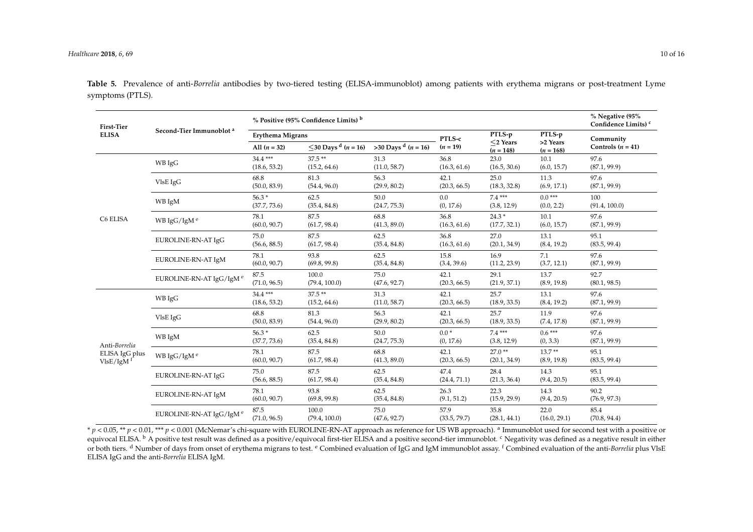**Table 5.** Prevalence of anti-*Borrelia* antibodies by two-tiered testing (ELISA-immunoblot) among patients with erythema migrans or post-treatment Lyme symptoms (PTLS).

| First-Tier ELISA | Second-Tier Immunoblot [a] | % Positive (95% Confidence Limits) [b] | | | | | | % Negative (95% Confidence Limits) [c] |
|---|---|---|---|---|---|---|---|---|
| | | Erythema Migrans | | | PTLS-c ($n$ = 19) | PTLS-p ≤2 Years ($n$ = 148) | PTLS-p >2 Years ($n$ = 168) | Community Controls ($n$ = 41) |
| | | All ($n$ = 32) | ≤30 Days [d] ($n$ = 16) | >30 Days [d] ($n$ = 16) | | | | |
| C6 ELISA | WB IgG | 34.4 *** (18.6, 53.2) | 37.5 ** (15.2, 64.6) | 31.3 (11.0, 58.7) | 36.8 (16.3, 61.6) | 23.0 (16.5, 30.6) | 10.1 (6.0, 15.7) | 97.6 (87.1, 99.9) |
| | VlsE IgG | 68.8 (50.0, 83.9) | 81.3 (54.4, 96.0) | 56.3 (29.9, 80.2) | 42.1 (20.3, 66.5) | 25.0 (18.3, 32.8) | 11.3 (6.9, 17.1) | 97.6 (87.1, 99.9) |
| | WB IgM | 56.3 * (37.7, 73.6) | 62.5 (35.4, 84.8) | 50.0 (24.7, 75.3) | 0.0 (0, 17.6) | 7.4 *** (3.8, 12.9) | 0.0 *** (0.0, 2.2) | 100 (91.4, 100.0) |
| | WB IgG/IgM [e] | 78.1 (60.0, 90.7) | 87.5 (61.7, 98.4) | 68.8 (41.3, 89.0) | 36.8 (16.3, 61.6) | 24.3 * (17.7, 32.1) | 10.1 (6.0, 15.7) | 97.6 (87.1, 99.9) |
| | EUROLINE-RN-AT IgG | 75.0 (56.6, 88.5) | 87.5 (61.7, 98.4) | 62.5 (35.4, 84.8) | 36.8 (16.3, 61.6) | 27.0 (20.1, 34.9) | 13.1 (8.4, 19.2) | 95.1 (83.5, 99.4) |
| | EUROLINE-RN-AT IgM | 78.1 (60.0, 90.7) | 93.8 (69.8, 99.8) | 62.5 (35.4, 84.8) | 15.8 (3.4, 39.6) | 16.9 (11.2, 23.9) | 7.1 (3.7, 12.1) | 97.6 (87.1, 99.9) |
| | EUROLINE-RN-AT IgG/IgM [e] | 87.5 (71.0, 96.5) | 100.0 (79.4, 100.0) | 75.0 (47.6, 92.7) | 42.1 (20.3, 66.5) | 29.1 (21.9, 37.1) | 13.7 (8.9, 19.8) | 92.7 (80.1, 98.5) |
| Anti-*Borrelia* ELISA IgG plus VlsE/IgM [f] | WB IgG | 34.4 *** (18.6, 53.2) | 37.5 ** (15.2, 64.6) | 31.3 (11.0, 58.7) | 42.1 (20.3, 66.5) | 25.7 (18.9, 33.5) | 13.1 (8.4, 19.2) | 97.6 (87.1, 99.9) |
| | VlsE IgG | 68.8 (50.0, 83.9) | 81.3 (54.4, 96.0) | 56.3 (29.9, 80.2) | 42.1 (20.3, 66.5) | 25.7 (18.9, 33.5) | 11.9 (7.4, 17.8) | 97.6 (87.1, 99.9) |
| | WB IgM | 56.3 * (37.7, 73.6) | 62.5 (35.4, 84.8) | 50.0 (24.7, 75.3) | 0.0 * (0, 17.6) | 7.4 *** (3.8, 12.9) | 0.6 *** (0, 3.3) | 97.6 (87.1, 99.9) |
| | WB IgG/IgM [e] | 78.1 (60.0, 90.7) | 87.5 (61.7, 98.4) | 68.8 (41.3, 89.0) | 42.1 (20.3, 66.5) | 27.0 ** (20.1, 34.9) | 13.7 ** (8.9, 19.8) | 95.1 (83.5, 99.4) |
| | EUROLINE-RN-AT IgG | 75.0 (56.6, 88.5) | 87.5 (61.7, 98.4) | 62.5 (35.4, 84.8) | 47.4 (24.4, 71.1) | 28.4 (21.3, 36.4) | 14.3 (9.4, 20.5) | 95.1 (83.5, 99.4) |
| | EUROLINE-RN-AT IgM | 78.1 (60.0, 90.7) | 93.8 (69.8, 99.8) | 62.5 (35.4, 84.8) | 26.3 (9.1, 51.2) | 22.3 (15.9, 29.9) | 14.3 (9.4, 20.5) | 90.2 (76.9, 97.3) |
| | EUROLINE-RN-AT IgG/IgM [e] | 87.5 (71.0, 96.5) | 100.0 (79.4, 100.0) | 75.0 (47.6, 92.7) | 57.9 (33.5, 79.7) | 35.8 (28.1, 44.1) | 22.0 (16.0, 29.1) | 85.4 (70.8, 94.4) |

* $p < 0.05$, ** $p < 0.01$, *** $p < 0.001$ (McNemar's chi-square with EUROLINE-RN-AT approach as reference for US WB approach). [a] Immunoblot used for second test with a positive or equivocal ELISA. [b] A positive test result was defined as a positive/equivocal first-tier ELISA and a positive second-tier immunoblot. [c] Negativity was defined as a negative result in either or both tiers. [d] Number of days from onset of erythema migrans to test. [e] Combined evaluation of IgG and IgM immunoblot assay. [f] Combined evaluation of the anti-*Borrelia* plus VlsE ELISA IgG and the anti-*Borrelia* ELISA IgM.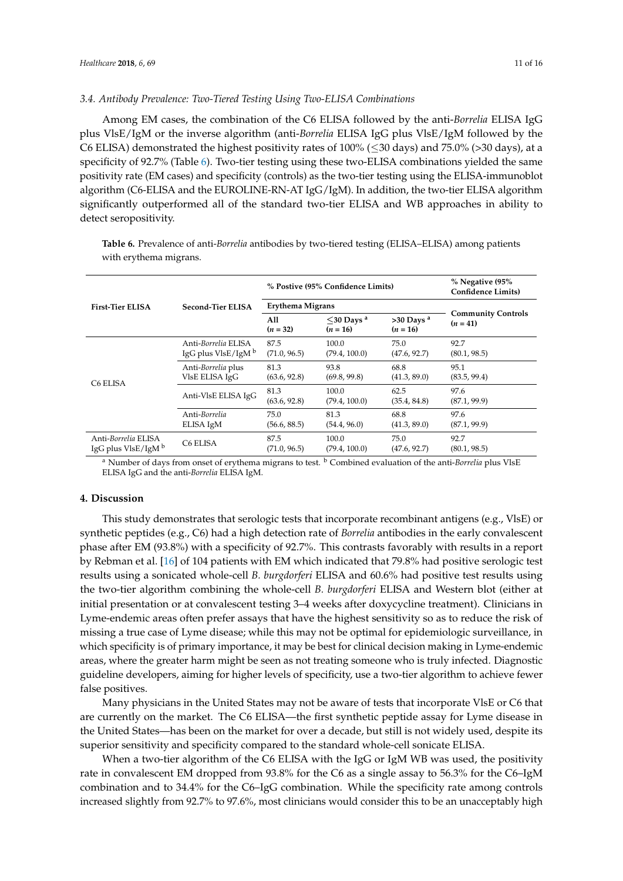### 3.4. Antibody Prevalence: Two-Tiered Testing Using Two-ELISA Combinations

Among EM cases, the combination of the C6 ELISA followed by the anti-*Borrelia* ELISA IgG plus VlsE/IgM or the inverse algorithm (anti-*Borrelia* ELISA IgG plus VlsE/IgM followed by the C6 ELISA) demonstrated the highest positivity rates of 100% (≤30 days) and 75.0% (>30 days), at a specificity of 92.7% (Table 6). Two-tier testing using these two-ELISA combinations yielded the same positivity rate (EM cases) and specificity (controls) as the two-tier testing using the ELISA-immunoblot algorithm (C6-ELISA and the EUROLINE-RN-AT IgG/IgM). In addition, the two-tier ELISA algorithm significantly outperformed all of the standard two-tier ELISA and WB approaches in ability to detect seropositivity.

**Table 6.** Prevalence of anti-*Borrelia* antibodies by two-tiered testing (ELISA–ELISA) among patients with erythema migrans.

| First-Tier ELISA | Second-Tier ELISA | % Postive (95% Confidence Limits) | | | % Negative (95% Confidence Limits) |
|---|---|---|---|---|---|
| | | Erythema Migrans | | | Community Controls (*n* = 41) |
| | | All (*n* = 32) | ≤30 Days [a] (*n* = 16) | >30 Days [a] (*n* = 16) | |
| C6 ELISA | Anti-*Borrelia* ELISA IgG plus VlsE/IgM [b] | 87.5 (71.0, 96.5) | 100.0 (79.4, 100.0) | 75.0 (47.6, 92.7) | 92.7 (80.1, 98.5) |
| | Anti-*Borrelia* plus VlsE ELISA IgG | 81.3 (63.6, 92.8) | 93.8 (69.8, 99.8) | 68.8 (41.3, 89.0) | 95.1 (83.5, 99.4) |
| | Anti-VlsE ELISA IgG | 81.3 (63.6, 92.8) | 100.0 (79.4, 100.0) | 62.5 (35.4, 84.8) | 97.6 (87.1, 99.9) |
| | Anti-*Borrelia* ELISA IgM | 75.0 (56.6, 88.5) | 81.3 (54.4, 96.0) | 68.8 (41.3, 89.0) | 97.6 (87.1, 99.9) |
| Anti-*Borrelia* ELISA IgG plus VlsE/IgM [b] | C6 ELISA | 87.5 (71.0, 96.5) | 100.0 (79.4, 100.0) | 75.0 (47.6, 92.7) | 92.7 (80.1, 98.5) |

[a] Number of days from onset of erythema migrans to test. [b] Combined evaluation of the anti-*Borrelia* plus VlsE ELISA IgG and the anti-*Borrelia* ELISA IgM.

## 4. Discussion

This study demonstrates that serologic tests that incorporate recombinant antigens (e.g., VlsE) or synthetic peptides (e.g., C6) had a high detection rate of *Borrelia* antibodies in the early convalescent phase after EM (93.8%) with a specificity of 92.7%. This contrasts favorably with results in a report by Rebman et al. [16] of 104 patients with EM which indicated that 79.8% had positive serologic test results using a sonicated whole-cell *B. burgdorferi* ELISA and 60.6% had positive test results using the two-tier algorithm combining the whole-cell *B. burgdorferi* ELISA and Western blot (either at initial presentation or at convalescent testing 3–4 weeks after doxycycline treatment). Clinicians in Lyme-endemic areas often prefer assays that have the highest sensitivity so as to reduce the risk of missing a true case of Lyme disease; while this may not be optimal for epidemiologic surveillance, in which specificity is of primary importance, it may be best for clinical decision making in Lyme-endemic areas, where the greater harm might be seen as not treating someone who is truly infected. Diagnostic guideline developers, aiming for higher levels of specificity, use a two-tier algorithm to achieve fewer false positives.

Many physicians in the United States may not be aware of tests that incorporate VlsE or C6 that are currently on the market. The C6 ELISA—the first synthetic peptide assay for Lyme disease in the United States—has been on the market for over a decade, but still is not widely used, despite its superior sensitivity and specificity compared to the standard whole-cell sonicate ELISA.

When a two-tier algorithm of the C6 ELISA with the IgG or IgM WB was used, the positivity rate in convalescent EM dropped from 93.8% for the C6 as a single assay to 56.3% for the C6–IgM combination and to 34.4% for the C6–IgG combination. While the specificity rate among controls increased slightly from 92.7% to 97.6%, most clinicians would consider this to be an unacceptably high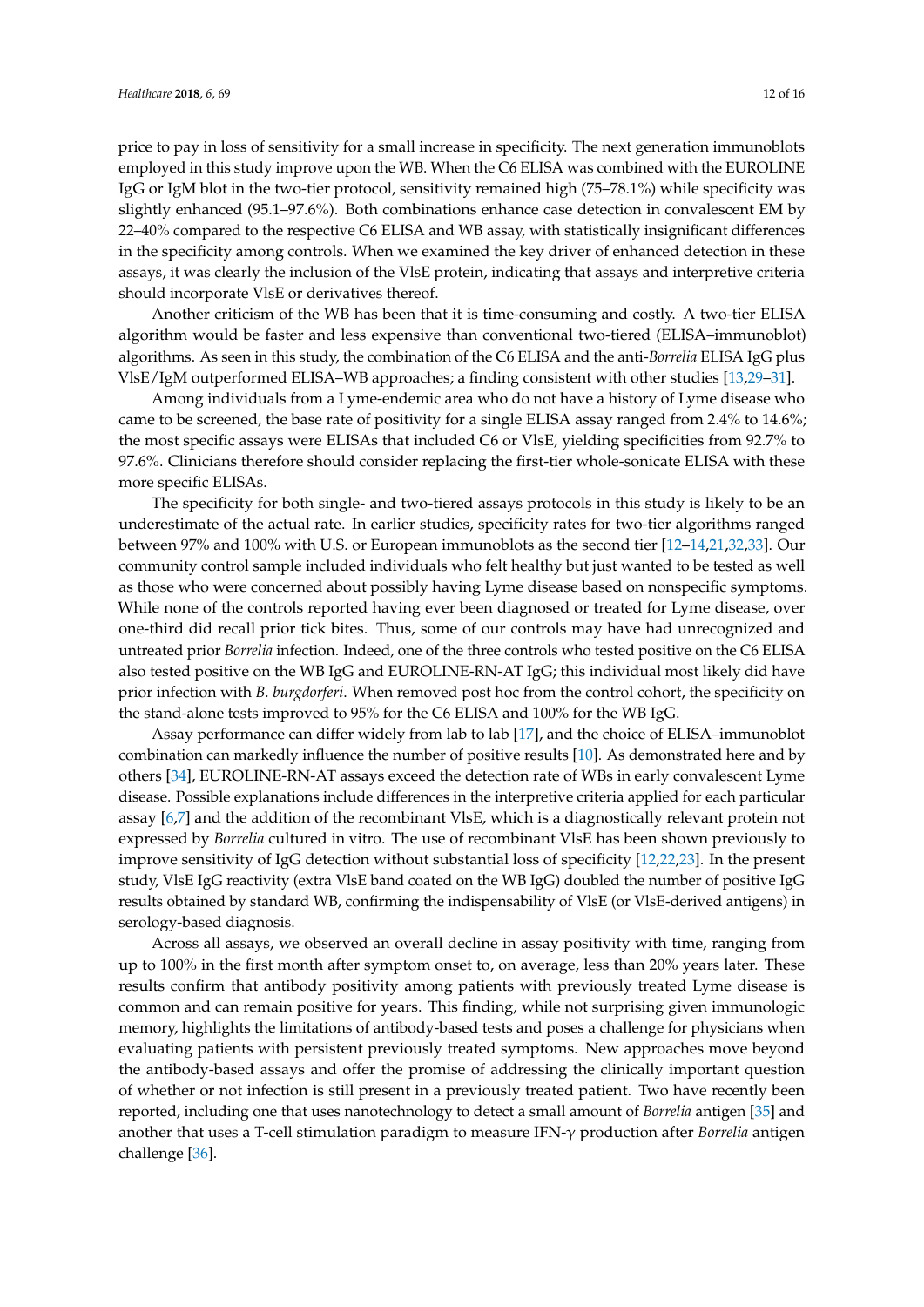price to pay in loss of sensitivity for a small increase in specificity. The next generation immunoblots employed in this study improve upon the WB. When the C6 ELISA was combined with the EUROLINE IgG or IgM blot in the two-tier protocol, sensitivity remained high (75–78.1%) while specificity was slightly enhanced (95.1–97.6%). Both combinations enhance case detection in convalescent EM by 22–40% compared to the respective C6 ELISA and WB assay, with statistically insignificant differences in the specificity among controls. When we examined the key driver of enhanced detection in these assays, it was clearly the inclusion of the VlsE protein, indicating that assays and interpretive criteria should incorporate VlsE or derivatives thereof.

Another criticism of the WB has been that it is time-consuming and costly. A two-tier ELISA algorithm would be faster and less expensive than conventional two-tiered (ELISA–immunoblot) algorithms. As seen in this study, the combination of the C6 ELISA and the anti-*Borrelia* ELISA IgG plus VlsE/IgM outperformed ELISA–WB approaches; a finding consistent with other studies [13,29–31].

Among individuals from a Lyme-endemic area who do not have a history of Lyme disease who came to be screened, the base rate of positivity for a single ELISA assay ranged from 2.4% to 14.6%; the most specific assays were ELISAs that included C6 or VlsE, yielding specificities from 92.7% to 97.6%. Clinicians therefore should consider replacing the first-tier whole-sonicate ELISA with these more specific ELISAs.

The specificity for both single- and two-tiered assays protocols in this study is likely to be an underestimate of the actual rate. In earlier studies, specificity rates for two-tier algorithms ranged between 97% and 100% with U.S. or European immunoblots as the second tier [12–14,21,32,33]. Our community control sample included individuals who felt healthy but just wanted to be tested as well as those who were concerned about possibly having Lyme disease based on nonspecific symptoms. While none of the controls reported having ever been diagnosed or treated for Lyme disease, over one-third did recall prior tick bites. Thus, some of our controls may have had unrecognized and untreated prior *Borrelia* infection. Indeed, one of the three controls who tested positive on the C6 ELISA also tested positive on the WB IgG and EUROLINE-RN-AT IgG; this individual most likely did have prior infection with *B. burgdorferi*. When removed post hoc from the control cohort, the specificity on the stand-alone tests improved to 95% for the C6 ELISA and 100% for the WB IgG.

Assay performance can differ widely from lab to lab [17], and the choice of ELISA–immunoblot combination can markedly influence the number of positive results [10]. As demonstrated here and by others [34], EUROLINE-RN-AT assays exceed the detection rate of WBs in early convalescent Lyme disease. Possible explanations include differences in the interpretive criteria applied for each particular assay [6,7] and the addition of the recombinant VlsE, which is a diagnostically relevant protein not expressed by *Borrelia* cultured in vitro. The use of recombinant VlsE has been shown previously to improve sensitivity of IgG detection without substantial loss of specificity [12,22,23]. In the present study, VlsE IgG reactivity (extra VlsE band coated on the WB IgG) doubled the number of positive IgG results obtained by standard WB, confirming the indispensability of VlsE (or VlsE-derived antigens) in serology-based diagnosis.

Across all assays, we observed an overall decline in assay positivity with time, ranging from up to 100% in the first month after symptom onset to, on average, less than 20% years later. These results confirm that antibody positivity among patients with previously treated Lyme disease is common and can remain positive for years. This finding, while not surprising given immunologic memory, highlights the limitations of antibody-based tests and poses a challenge for physicians when evaluating patients with persistent previously treated symptoms. New approaches move beyond the antibody-based assays and offer the promise of addressing the clinically important question of whether or not infection is still present in a previously treated patient. Two have recently been reported, including one that uses nanotechnology to detect a small amount of *Borrelia* antigen [35] and another that uses a T-cell stimulation paradigm to measure IFN-$\gamma$ production after *Borrelia* antigen challenge [36].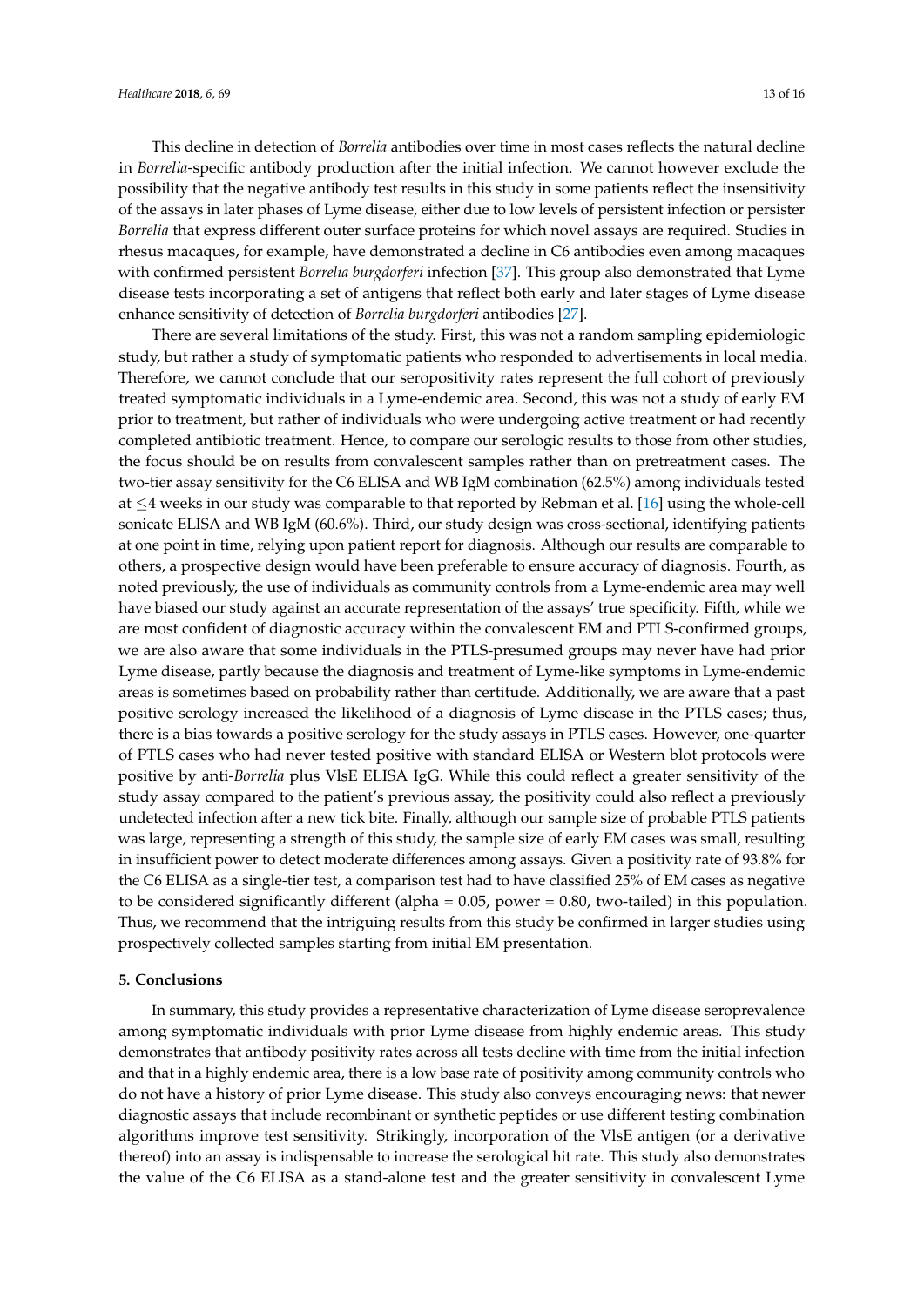This decline in detection of *Borrelia* antibodies over time in most cases reflects the natural decline in *Borrelia*-specific antibody production after the initial infection. We cannot however exclude the possibility that the negative antibody test results in this study in some patients reflect the insensitivity of the assays in later phases of Lyme disease, either due to low levels of persistent infection or persister *Borrelia* that express different outer surface proteins for which novel assays are required. Studies in rhesus macaques, for example, have demonstrated a decline in C6 antibodies even among macaques with confirmed persistent *Borrelia burgdorferi* infection [37]. This group also demonstrated that Lyme disease tests incorporating a set of antigens that reflect both early and later stages of Lyme disease enhance sensitivity of detection of *Borrelia burgdorferi* antibodies [27].

There are several limitations of the study. First, this was not a random sampling epidemiologic study, but rather a study of symptomatic patients who responded to advertisements in local media. Therefore, we cannot conclude that our seropositivity rates represent the full cohort of previously treated symptomatic individuals in a Lyme-endemic area. Second, this was not a study of early EM prior to treatment, but rather of individuals who were undergoing active treatment or had recently completed antibiotic treatment. Hence, to compare our serologic results to those from other studies, the focus should be on results from convalescent samples rather than on pretreatment cases. The two-tier assay sensitivity for the C6 ELISA and WB IgM combination (62.5%) among individuals tested at $\leq$4 weeks in our study was comparable to that reported by Rebman et al. [16] using the whole-cell sonicate ELISA and WB IgM (60.6%). Third, our study design was cross-sectional, identifying patients at one point in time, relying upon patient report for diagnosis. Although our results are comparable to others, a prospective design would have been preferable to ensure accuracy of diagnosis. Fourth, as noted previously, the use of individuals as community controls from a Lyme-endemic area may well have biased our study against an accurate representation of the assays' true specificity. Fifth, while we are most confident of diagnostic accuracy within the convalescent EM and PTLS-confirmed groups, we are also aware that some individuals in the PTLS-presumed groups may never have had prior Lyme disease, partly because the diagnosis and treatment of Lyme-like symptoms in Lyme-endemic areas is sometimes based on probability rather than certitude. Additionally, we are aware that a past positive serology increased the likelihood of a diagnosis of Lyme disease in the PTLS cases; thus, there is a bias towards a positive serology for the study assays in PTLS cases. However, one-quarter of PTLS cases who had never tested positive with standard ELISA or Western blot protocols were positive by anti-*Borrelia* plus VlsE ELISA IgG. While this could reflect a greater sensitivity of the study assay compared to the patient's previous assay, the positivity could also reflect a previously undetected infection after a new tick bite. Finally, although our sample size of probable PTLS patients was large, representing a strength of this study, the sample size of early EM cases was small, resulting in insufficient power to detect moderate differences among assays. Given a positivity rate of 93.8% for the C6 ELISA as a single-tier test, a comparison test had to have classified 25% of EM cases as negative to be considered significantly different (alpha = 0.05, power = 0.80, two-tailed) in this population. Thus, we recommend that the intriguing results from this study be confirmed in larger studies using prospectively collected samples starting from initial EM presentation.

## 5. Conclusions

In summary, this study provides a representative characterization of Lyme disease seroprevalence among symptomatic individuals with prior Lyme disease from highly endemic areas. This study demonstrates that antibody positivity rates across all tests decline with time from the initial infection and that in a highly endemic area, there is a low base rate of positivity among community controls who do not have a history of prior Lyme disease. This study also conveys encouraging news: that newer diagnostic assays that include recombinant or synthetic peptides or use different testing combination algorithms improve test sensitivity. Strikingly, incorporation of the VlsE antigen (or a derivative thereof) into an assay is indispensable to increase the serological hit rate. This study also demonstrates the value of the C6 ELISA as a stand-alone test and the greater sensitivity in convalescent Lyme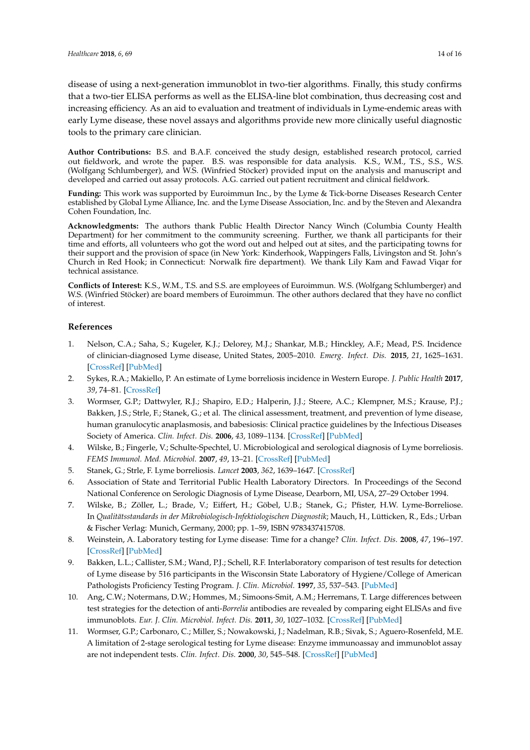disease of using a next-generation immunoblot in two-tier algorithms. Finally, this study confirms that a two-tier ELISA performs as well as the ELISA-line blot combination, thus decreasing cost and increasing efficiency. As an aid to evaluation and treatment of individuals in Lyme-endemic areas with early Lyme disease, these novel assays and algorithms provide new more clinically useful diagnostic tools to the primary care clinician.

**Author Contributions:** B.S. and B.A.F. conceived the study design, established research protocol, carried out fieldwork, and wrote the paper. B.S. was responsible for data analysis. K.S., W.M., T.S., S.S., W.S. (Wolfgang Schlumberger), and W.S. (Winfried Stöcker) provided input on the analysis and manuscript and developed and carried out assay protocols. A.G. carried out patient recruitment and clinical fieldwork.

**Funding:** This work was supported by Euroimmun Inc., by the Lyme & Tick-borne Diseases Research Center established by Global Lyme Alliance, Inc. and the Lyme Disease Association, Inc. and by the Steven and Alexandra Cohen Foundation, Inc.

**Acknowledgments:** The authors thank Public Health Director Nancy Winch (Columbia County Health Department) for her commitment to the community screening. Further, we thank all participants for their time and efforts, all volunteers who got the word out and helped out at sites, and the participating towns for their support and the provision of space (in New York: Kinderhook, Wappingers Falls, Livingston and St. John's Church in Red Hook; in Connecticut: Norwalk fire department). We thank Lily Kam and Fawad Viqar for technical assistance.

**Conflicts of Interest:** K.S., W.M., T.S. and S.S. are employees of Euroimmun. W.S. (Wolfgang Schlumberger) and W.S. (Winfried Stöcker) are board members of Euroimmun. The other authors declared that they have no conflict of interest.

## References

1. Nelson, C.A.; Saha, S.; Kugeler, K.J.; Delorey, M.J.; Shankar, M.B.; Hinckley, A.F.; Mead, P.S. Incidence of clinician-diagnosed Lyme disease, United States, 2005–2010. *Emerg. Infect. Dis.* **2015**, *21*, 1625–1631. [CrossRef] [PubMed]
2. Sykes, R.A.; Makiello, P. An estimate of Lyme borreliosis incidence in Western Europe. *J. Public Health* **2017**, *39*, 74–81. [CrossRef]
3. Wormser, G.P.; Dattwyler, R.J.; Shapiro, E.D.; Halperin, J.J.; Steere, A.C.; Klempner, M.S.; Krause, P.J.; Bakken, J.S.; Strle, F.; Stanek, G.; et al. The clinical assessment, treatment, and prevention of lyme disease, human granulocytic anaplasmosis, and babesiosis: Clinical practice guidelines by the Infectious Diseases Society of America. *Clin. Infect. Dis.* **2006**, *43*, 1089–1134. [CrossRef] [PubMed]
4. Wilske, B.; Fingerle, V.; Schulte-Spechtel, U. Microbiological and serological diagnosis of Lyme borreliosis. *FEMS Immunol. Med. Microbiol.* **2007**, *49*, 13–21. [CrossRef] [PubMed]
5. Stanek, G.; Strle, F. Lyme borreliosis. *Lancet* **2003**, *362*, 1639–1647. [CrossRef]
6. Association of State and Territorial Public Health Laboratory Directors. In Proceedings of the Second National Conference on Serologic Diagnosis of Lyme Disease, Dearborn, MI, USA, 27–29 October 1994.
7. Wilske, B.; Zöller, L.; Brade, V.; Eiffert, H.; Göbel, U.B.; Stanek, G.; Pfister, H.W. Lyme-Borreliose. In *Qualitätsstandards in der Mikrobiologisch-Infektiologischen Diagnostik*; Mauch, H., Lütticken, R., Eds.; Urban & Fischer Verlag: Munich, Germany, 2000; pp. 1–59, ISBN 9783437415708.
8. Weinstein, A. Laboratory testing for Lyme disease: Time for a change? *Clin. Infect. Dis.* **2008**, *47*, 196–197. [CrossRef] [PubMed]
9. Bakken, L.L.; Callister, S.M.; Wand, P.J.; Schell, R.F. Interlaboratory comparison of test results for detection of Lyme disease by 516 participants in the Wisconsin State Laboratory of Hygiene/College of American Pathologists Proficiency Testing Program. *J. Clin. Microbiol.* **1997**, *35*, 537–543. [PubMed]
10. Ang, C.W.; Notermans, D.W.; Hommes, M.; Simoons-Smit, A.M.; Herremans, T. Large differences between test strategies for the detection of anti-*Borrelia* antibodies are revealed by comparing eight ELISAs and five immunoblots. *Eur. J. Clin. Microbiol. Infect. Dis.* **2011**, *30*, 1027–1032. [CrossRef] [PubMed]
11. Wormser, G.P.; Carbonaro, C.; Miller, S.; Nowakowski, J.; Nadelman, R.B.; Sivak, S.; Aguero-Rosenfeld, M.E. A limitation of 2-stage serological testing for Lyme disease: Enzyme immunoassay and immunoblot assay are not independent tests. *Clin. Infect. Dis.* **2000**, *30*, 545–548. [CrossRef] [PubMed]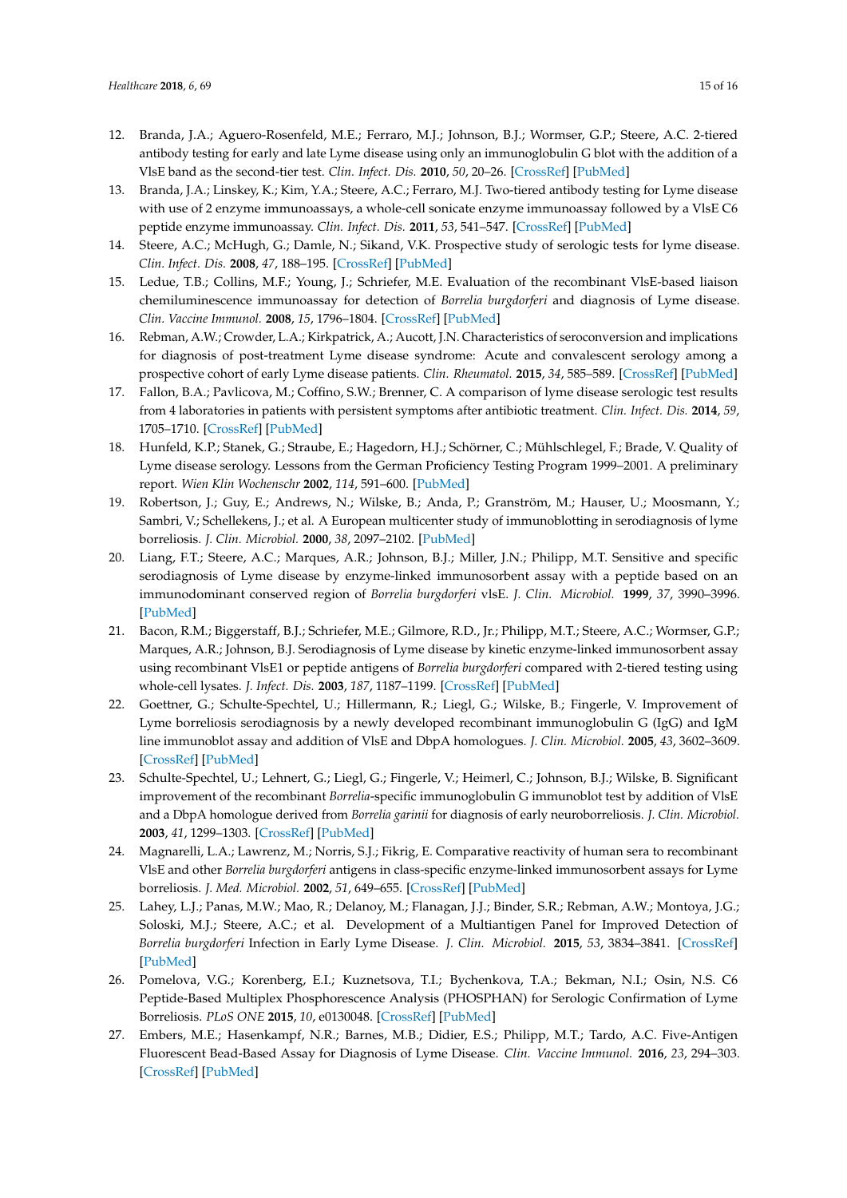12. Branda, J.A.; Aguero-Rosenfeld, M.E.; Ferraro, M.J.; Johnson, B.J.; Wormser, G.P.; Steere, A.C. 2-tiered antibody testing for early and late Lyme disease using only an immunoglobulin G blot with the addition of a VlsE band as the second-tier test. *Clin. Infect. Dis.* **2010**, *50*, 20–26. [CrossRef] [PubMed]
13. Branda, J.A.; Linskey, K.; Kim, Y.A.; Steere, A.C.; Ferraro, M.J. Two-tiered antibody testing for Lyme disease with use of 2 enzyme immunoassays, a whole-cell sonicate enzyme immunoassay followed by a VlsE C6 peptide enzyme immunoassay. *Clin. Infect. Dis.* **2011**, *53*, 541–547. [CrossRef] [PubMed]
14. Steere, A.C.; McHugh, G.; Damle, N.; Sikand, V.K. Prospective study of serologic tests for lyme disease. *Clin. Infect. Dis.* **2008**, *47*, 188–195. [CrossRef] [PubMed]
15. Ledue, T.B.; Collins, M.F.; Young, J.; Schriefer, M.E. Evaluation of the recombinant VlsE-based liaison chemiluminescence immunoassay for detection of *Borrelia burgdorferi* and diagnosis of Lyme disease. *Clin. Vaccine Immunol.* **2008**, *15*, 1796–1804. [CrossRef] [PubMed]
16. Rebman, A.W.; Crowder, L.A.; Kirkpatrick, A.; Aucott, J.N. Characteristics of seroconversion and implications for diagnosis of post-treatment Lyme disease syndrome: Acute and convalescent serology among a prospective cohort of early Lyme disease patients. *Clin. Rheumatol.* **2015**, *34*, 585–589. [CrossRef] [PubMed]
17. Fallon, B.A.; Pavlicova, M.; Coffino, S.W.; Brenner, C. A comparison of lyme disease serologic test results from 4 laboratories in patients with persistent symptoms after antibiotic treatment. *Clin. Infect. Dis.* **2014**, *59*, 1705–1710. [CrossRef] [PubMed]
18. Hunfeld, K.P.; Stanek, G.; Straube, E.; Hagedorn, H.J.; Schörner, C.; Mühlschlegel, F.; Brade, V. Quality of Lyme disease serology. Lessons from the German Proficiency Testing Program 1999–2001. A preliminary report. *Wien Klin Wochenschr* **2002**, *114*, 591–600. [PubMed]
19. Robertson, J.; Guy, E.; Andrews, N.; Wilske, B.; Anda, P.; Granström, M.; Hauser, U.; Moosmann, Y.; Sambri, V.; Schellekens, J.; et al. A European multicenter study of immunoblotting in serodiagnosis of lyme borreliosis. *J. Clin. Microbiol.* **2000**, *38*, 2097–2102. [PubMed]
20. Liang, F.T.; Steere, A.C.; Marques, A.R.; Johnson, B.J.; Miller, J.N.; Philipp, M.T. Sensitive and specific serodiagnosis of Lyme disease by enzyme-linked immunosorbent assay with a peptide based on an immunodominant conserved region of *Borrelia burgdorferi* vlsE. *J. Clin. Microbiol.* **1999**, *37*, 3990–3996. [PubMed]
21. Bacon, R.M.; Biggerstaff, B.J.; Schriefer, M.E.; Gilmore, R.D., Jr.; Philipp, M.T.; Steere, A.C.; Wormser, G.P.; Marques, A.R.; Johnson, B.J. Serodiagnosis of Lyme disease by kinetic enzyme-linked immunosorbent assay using recombinant VlsE1 or peptide antigens of *Borrelia burgdorferi* compared with 2-tiered testing using whole-cell lysates. *J. Infect. Dis.* **2003**, *187*, 1187–1199. [CrossRef] [PubMed]
22. Goettner, G.; Schulte-Spechtel, U.; Hillermann, R.; Liegl, G.; Wilske, B.; Fingerle, V. Improvement of Lyme borreliosis serodiagnosis by a newly developed recombinant immunoglobulin G (IgG) and IgM line immunoblot assay and addition of VlsE and DbpA homologues. *J. Clin. Microbiol.* **2005**, *43*, 3602–3609. [CrossRef] [PubMed]
23. Schulte-Spechtel, U.; Lehnert, G.; Liegl, G.; Fingerle, V.; Heimerl, C.; Johnson, B.J.; Wilske, B. Significant improvement of the recombinant *Borrelia*-specific immunoglobulin G immunoblot test by addition of VlsE and a DbpA homologue derived from *Borrelia garinii* for diagnosis of early neuroborreliosis. *J. Clin. Microbiol.* **2003**, *41*, 1299–1303. [CrossRef] [PubMed]
24. Magnarelli, L.A.; Lawrenz, M.; Norris, S.J.; Fikrig, E. Comparative reactivity of human sera to recombinant VlsE and other *Borrelia burgdorferi* antigens in class-specific enzyme-linked immunosorbent assays for Lyme borreliosis. *J. Med. Microbiol.* **2002**, *51*, 649–655. [CrossRef] [PubMed]
25. Lahey, L.J.; Panas, M.W.; Mao, R.; Delanoy, M.; Flanagan, J.J.; Binder, S.R.; Rebman, A.W.; Montoya, J.G.; Soloski, M.J.; Steere, A.C.; et al. Development of a Multiantigen Panel for Improved Detection of *Borrelia burgdorferi* Infection in Early Lyme Disease. *J. Clin. Microbiol.* **2015**, *53*, 3834–3841. [CrossRef] [PubMed]
26. Pomelova, V.G.; Korenberg, E.I.; Kuznetsova, T.I.; Bychenkova, T.A.; Bekman, N.I.; Osin, N.S. C6 Peptide-Based Multiplex Phosphorescence Analysis (PHOSPHAN) for Serologic Confirmation of Lyme Borreliosis. *PLoS ONE* **2015**, *10*, e0130048. [CrossRef] [PubMed]
27. Embers, M.E.; Hasenkampf, N.R.; Barnes, M.B.; Didier, E.S.; Philipp, M.T.; Tardo, A.C. Five-Antigen Fluorescent Bead-Based Assay for Diagnosis of Lyme Disease. *Clin. Vaccine Immunol.* **2016**, *23*, 294–303. [CrossRef] [PubMed]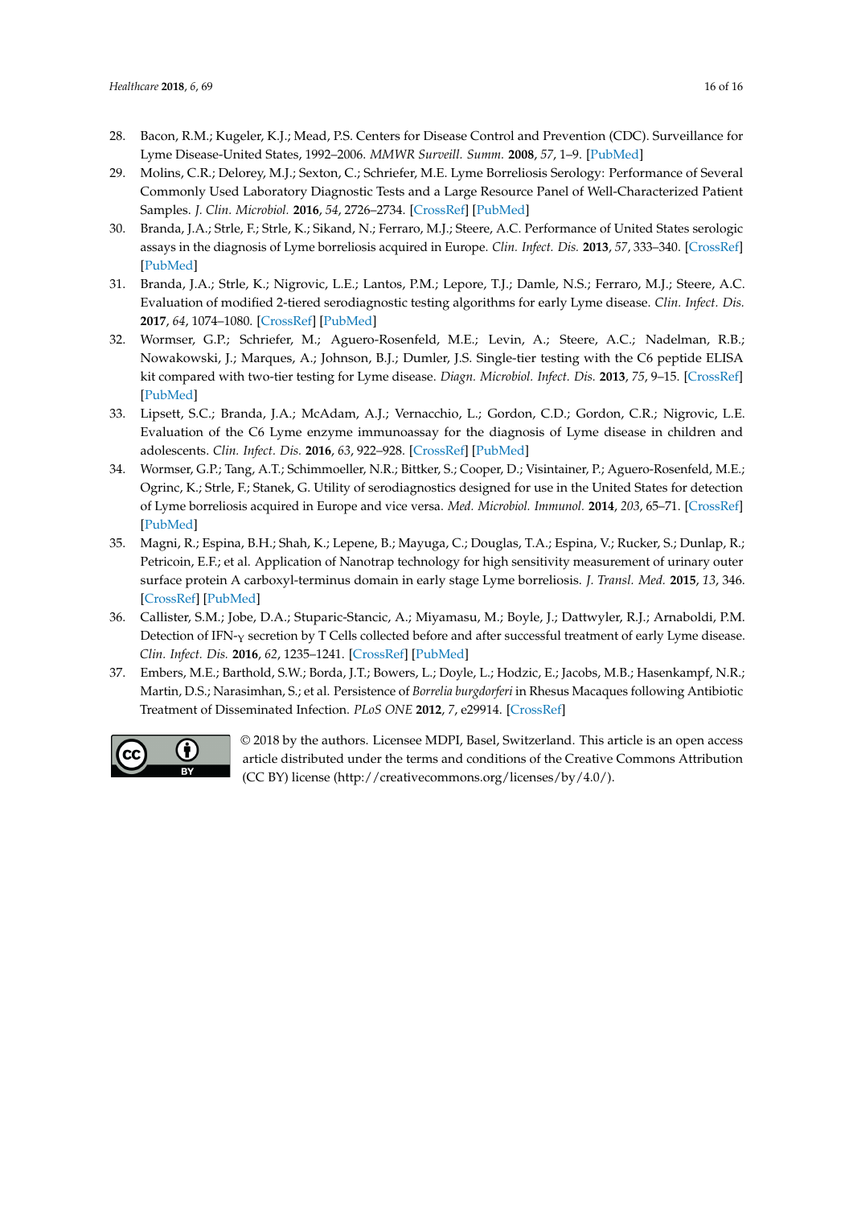28. Bacon, R.M.; Kugeler, K.J.; Mead, P.S. Centers for Disease Control and Prevention (CDC). Surveillance for Lyme Disease-United States, 1992–2006. *MMWR Surveill. Summ.* **2008**, *57*, 1–9. [PubMed]
29. Molins, C.R.; Delorey, M.J.; Sexton, C.; Schriefer, M.E. Lyme Borreliosis Serology: Performance of Several Commonly Used Laboratory Diagnostic Tests and a Large Resource Panel of Well-Characterized Patient Samples. *J. Clin. Microbiol.* **2016**, *54*, 2726–2734. [CrossRef] [PubMed]
30. Branda, J.A.; Strle, F.; Strle, K.; Sikand, N.; Ferraro, M.J.; Steere, A.C. Performance of United States serologic assays in the diagnosis of Lyme borreliosis acquired in Europe. *Clin. Infect. Dis.* **2013**, *57*, 333–340. [CrossRef] [PubMed]
31. Branda, J.A.; Strle, K.; Nigrovic, L.E.; Lantos, P.M.; Lepore, T.J.; Damle, N.S.; Ferraro, M.J.; Steere, A.C. Evaluation of modified 2-tiered serodiagnostic testing algorithms for early Lyme disease. *Clin. Infect. Dis.* **2017**, *64*, 1074–1080. [CrossRef] [PubMed]
32. Wormser, G.P.; Schriefer, M.; Aguero-Rosenfeld, M.E.; Levin, A.; Steere, A.C.; Nadelman, R.B.; Nowakowski, J.; Marques, A.; Johnson, B.J.; Dumler, J.S. Single-tier testing with the C6 peptide ELISA kit compared with two-tier testing for Lyme disease. *Diagn. Microbiol. Infect. Dis.* **2013**, *75*, 9–15. [CrossRef] [PubMed]
33. Lipsett, S.C.; Branda, J.A.; McAdam, A.J.; Vernacchio, L.; Gordon, C.D.; Gordon, C.R.; Nigrovic, L.E. Evaluation of the C6 Lyme enzyme immunoassay for the diagnosis of Lyme disease in children and adolescents. *Clin. Infect. Dis.* **2016**, *63*, 922–928. [CrossRef] [PubMed]
34. Wormser, G.P.; Tang, A.T.; Schimmoeller, N.R.; Bittker, S.; Cooper, D.; Visintainer, P.; Aguero-Rosenfeld, M.E.; Ogrinc, K.; Strle, F.; Stanek, G. Utility of serodiagnostics designed for use in the United States for detection of Lyme borreliosis acquired in Europe and vice versa. *Med. Microbiol. Immunol.* **2014**, *203*, 65–71. [CrossRef] [PubMed]
35. Magni, R.; Espina, B.H.; Shah, K.; Lepene, B.; Mayuga, C.; Douglas, T.A.; Espina, V.; Rucker, S.; Dunlap, R.; Petricoin, E.F.; et al. Application of Nanotrap technology for high sensitivity measurement of urinary outer surface protein A carboxyl-terminus domain in early stage Lyme borreliosis. *J. Transl. Med.* **2015**, *13*, 346. [CrossRef] [PubMed]
36. Callister, S.M.; Jobe, D.A.; Stuparic-Stancic, A.; Miyamasu, M.; Boyle, J.; Dattwyler, R.J.; Arnaboldi, P.M. Detection of IFN-$\gamma$ secretion by T Cells collected before and after successful treatment of early Lyme disease. *Clin. Infect. Dis.* **2016**, *62*, 1235–1241. [CrossRef] [PubMed]
37. Embers, M.E.; Barthold, S.W.; Borda, J.T.; Bowers, L.; Doyle, L.; Hodzic, E.; Jacobs, M.B.; Hasenkampf, N.R.; Martin, D.S.; Narasimhan, S.; et al. Persistence of *Borrelia burgdorferi* in Rhesus Macaques following Antibiotic Treatment of Disseminated Infection. *PLoS ONE* **2012**, *7*, e29914. [CrossRef]

© 2018 by the authors. Licensee MDPI, Basel, Switzerland. This article is an open access article distributed under the terms and conditions of the Creative Commons Attribution (CC BY) license (http://creativecommons.org/licenses/by/4.0/).